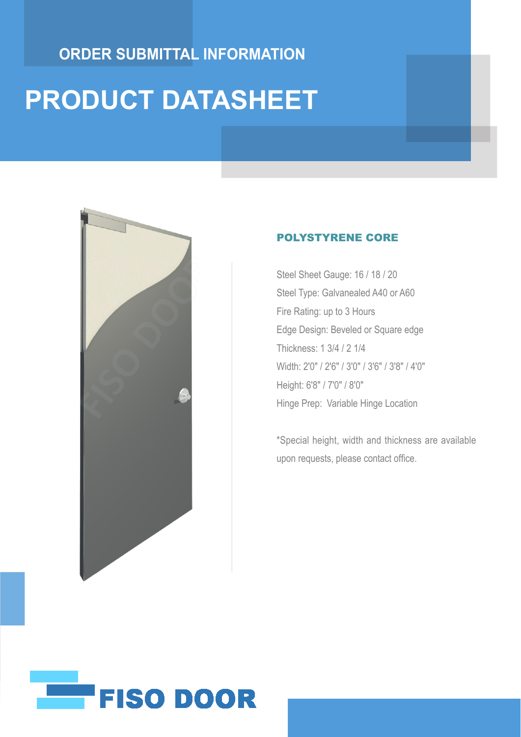## ORDER SUBMITTAL INFORMATION

# PRODUCT DATASHEET

### POLYSTYRENE CORE

Steel Sheet Gauge: 16 / 18 / 20

Steel Type: Galvanealed A40 or A60

Fire Rating: up to 3 Hours

Edge Design: Beveled or Square edge

Thickness: 1 3/4 / 2 1/4

Width: 2'0" / 2'6" / 3'0" / 3'6" / 3'8" / 4'0"

Height: 6'8" / 7'0" / 8'0"

Hinge Prep: Variable Hinge Location

*Special height, width and thickness are available upon requests, please contact office.

FISO DOOR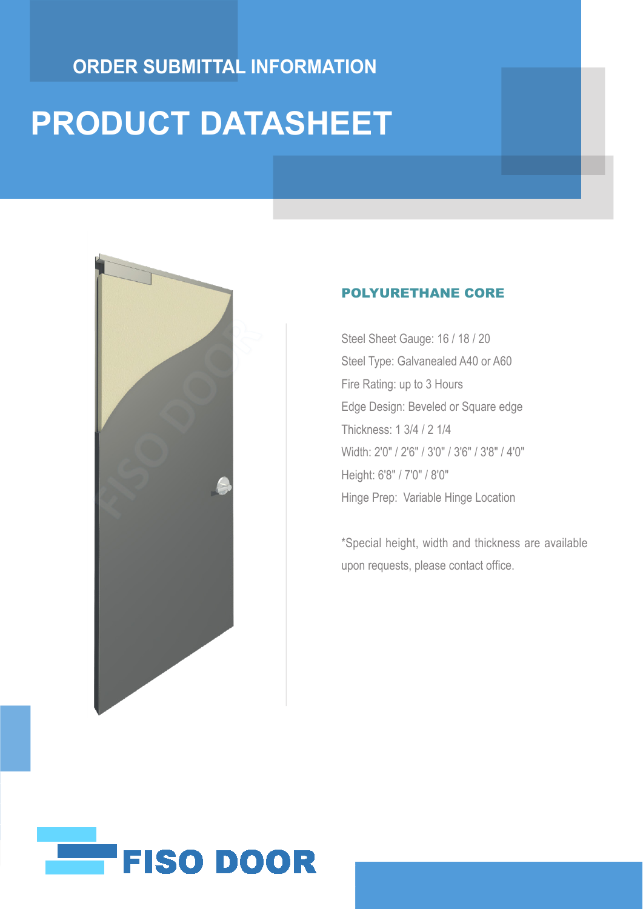ORDER SUBMITTAL INFORMATION

# PRODUCT DATASHEET

## POLYURETHANE CORE

Steel Sheet Gauge: 16 / 18 / 20

Steel Type: Galvanealed A40 or A60

Fire Rating: up to 3 Hours

Edge Design: Beveled or Square edge

Thickness: 1 3/4 / 2 1/4

Width: 2'0" / 2'6" / 3'0" / 3'6" / 3'8" / 4'0"

Height: 6'8" / 7'0" / 8'0"

Hinge Prep:  Variable Hinge Location

*Special height, width and thickness are available upon requests, please contact office.

FISO DOOR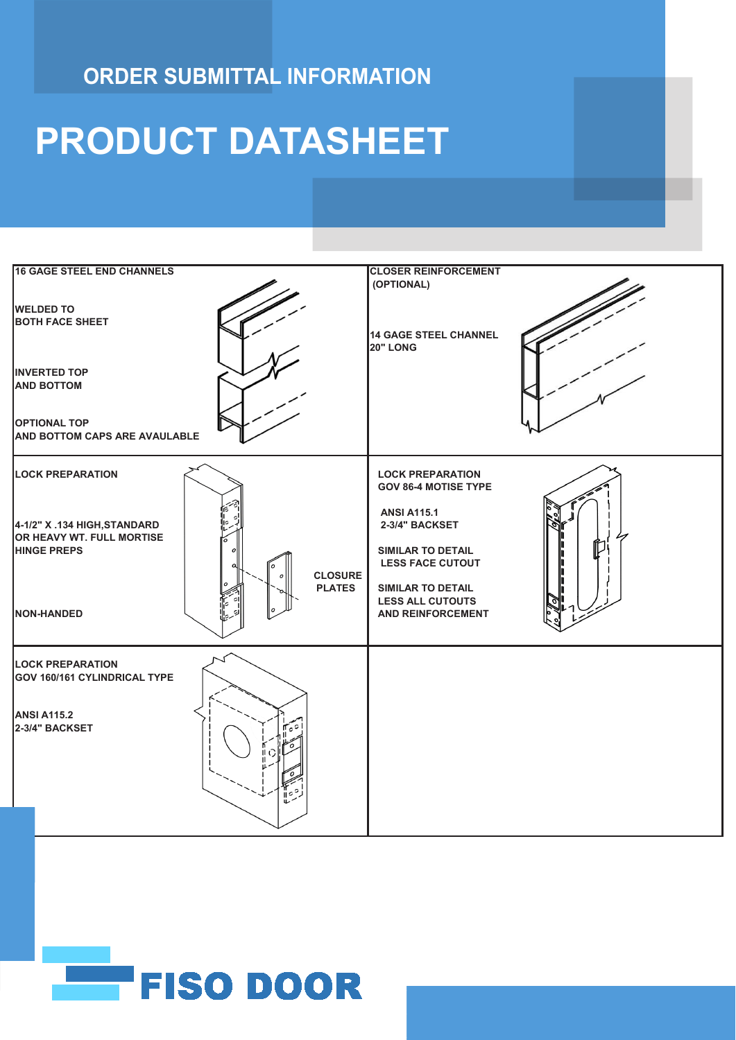## ORDER SUBMITTAL INFORMATION

# PRODUCT DATASHEET

| | |
|---|---|
| 16 GAGE STEEL END CHANNELS<br><br>WELDED TO BOTH FACE SHEET<br><br>INVERTED TOP AND BOTTOM<br><br>OPTIONAL TOP AND BOTTOM CAPS ARE AVAULABLE | CLOSER REINFORCEMENT (OPTIONAL)<br><br>14 GAGE STEEL CHANNEL 20" LONG |
| LOCK PREPARATION<br><br>4-1/2" X .134 HIGH,STANDARD OR HEAVY WT. FULL MORTISE HINGE PREPS<br><br>NON-HANDED<br><br>CLOSURE PLATES | LOCK PREPARATION<br>GOV 86-4 MOTISE TYPE<br><br>ANSI A115.1<br>2-3/4" BACKSET<br><br>SIMILAR TO DETAIL LESS FACE CUTOUT<br><br>SIMILAR TO DETAIL LESS ALL CUTOUTS AND REINFORCEMENT |
| LOCK PREPARATION<br>GOV 160/161 CYLINDRICAL TYPE<br><br>ANSI A115.2<br>2-3/4" BACKSET | |

FISO DOOR